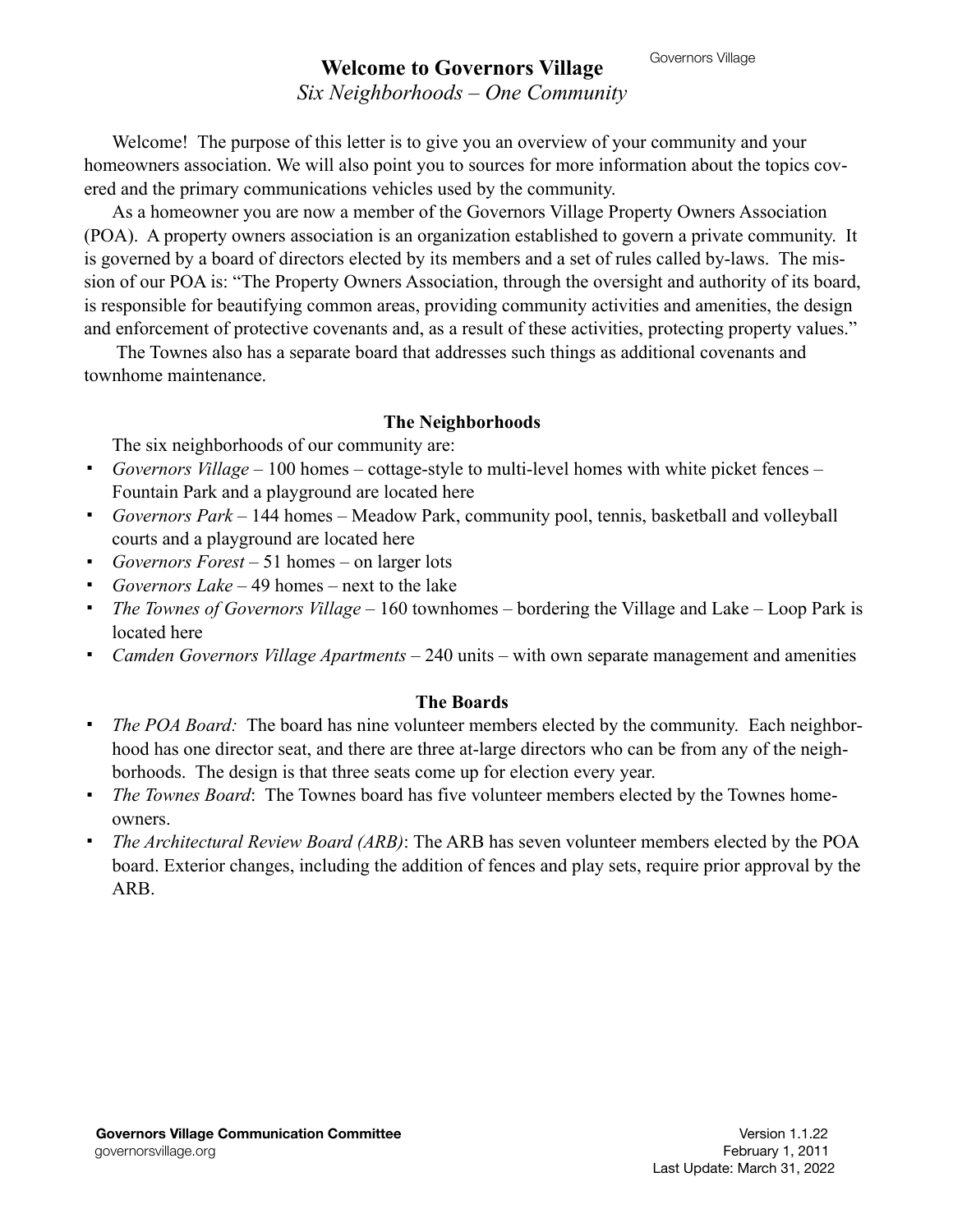# Welcome to Governors Village

*Six Neighborhoods – One Community*

Welcome! The purpose of this letter is to give you an overview of your community and your homeowners association. We will also point you to sources for more information about the topics covered and the primary communications vehicles used by the community.

As a homeowner you are now a member of the Governors Village Property Owners Association (POA). A property owners association is an organization established to govern a private community. It is governed by a board of directors elected by its members and a set of rules called by-laws. The mission of our POA is: "The Property Owners Association, through the oversight and authority of its board, is responsible for beautifying common areas, providing community activities and amenities, the design and enforcement of protective covenants and, as a result of these activities, protecting property values."

The Townes also has a separate board that addresses such things as additional covenants and townhome maintenance.

## The Neighborhoods

The six neighborhoods of our community are:

- *Governors Village* – 100 homes – cottage-style to multi-level homes with white picket fences – Fountain Park and a playground are located here
- *Governors Park* – 144 homes – Meadow Park, community pool, tennis, basketball and volleyball courts and a playground are located here
- *Governors Forest* – 51 homes – on larger lots
- *Governors Lake* – 49 homes – next to the lake
- *The Townes of Governors Village* – 160 townhomes – bordering the Village and Lake – Loop Park is located here
- *Camden Governors Village Apartments* – 240 units – with own separate management and amenities

## The Boards

- *The POA Board:* The board has nine volunteer members elected by the community. Each neighborhood has one director seat, and there are three at-large directors who can be from any of the neighborhoods. The design is that three seats come up for election every year.
- *The Townes Board*: The Townes board has five volunteer members elected by the Townes homeowners.
- *The Architectural Review Board (ARB)*: The ARB has seven volunteer members elected by the POA board. Exterior changes, including the addition of fences and play sets, require prior approval by the ARB.

**Governors Village Communication Committee**
governorsvillage.org

Version 1.1.22
February 1, 2011
Last Update: March 31, 2022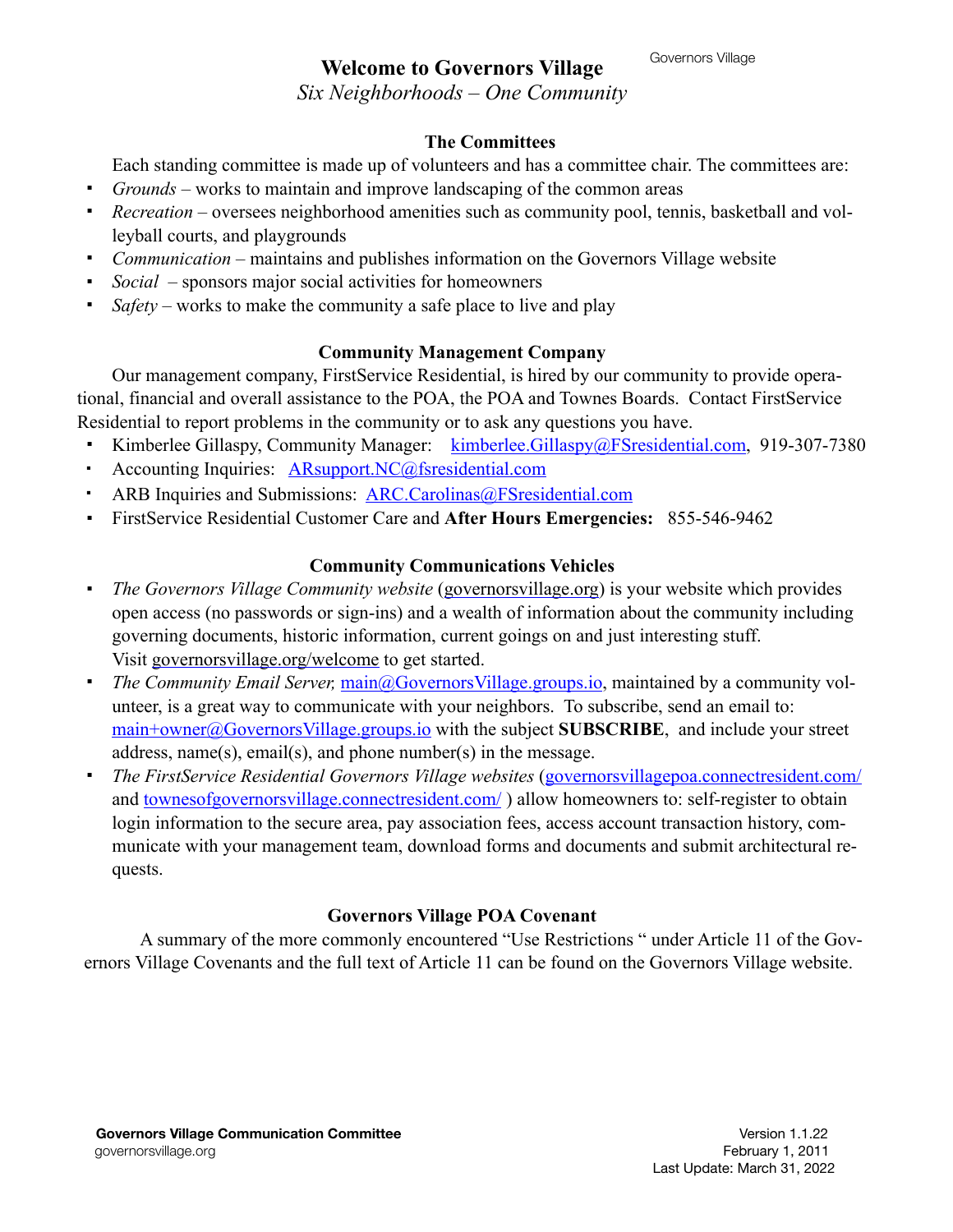# Welcome to Governors Village

*Six Neighborhoods – One Community*

## The Committees

Each standing committee is made up of volunteers and has a committee chair. The committees are:

- *Grounds* – works to maintain and improve landscaping of the common areas
- *Recreation* – oversees neighborhood amenities such as community pool, tennis, basketball and volleyball courts, and playgrounds
- *Communication* – maintains and publishes information on the Governors Village website
- *Social* – sponsors major social activities for homeowners
- *Safety* – works to make the community a safe place to live and play

## Community Management Company

Our management company, FirstService Residential, is hired by our community to provide operational, financial and overall assistance to the POA, the POA and Townes Boards. Contact FirstService Residential to report problems in the community or to ask any questions you have.

- Kimberlee Gillaspy, Community Manager: kimberlee.Gillaspy@FSresidential.com, 919-307-7380
- Accounting Inquiries: ARsupport.NC@fsresidential.com
- ARB Inquiries and Submissions: ARC.Carolinas@FSresidential.com
- FirstService Residential Customer Care and **After Hours Emergencies:** 855-546-9462

## Community Communications Vehicles

- *The Governors Village Community website* (governorsvillage.org) is your website which provides open access (no passwords or sign-ins) and a wealth of information about the community including governing documents, historic information, current goings on and just interesting stuff. Visit governorsvillage.org/welcome to get started.
- *The Community Email Server,* main@GovernorsVillage.groups.io, maintained by a community volunteer, is a great way to communicate with your neighbors. To subscribe, send an email to: main+owner@GovernorsVillage.groups.io with the subject **SUBSCRIBE**, and include your street address, name(s), email(s), and phone number(s) in the message.
- *The FirstService Residential Governors Village websites* (governorsvillagepoa.connectresident.com/ and townesofgovernorsvillage.connectresident.com/ ) allow homeowners to: self-register to obtain login information to the secure area, pay association fees, access account transaction history, communicate with your management team, download forms and documents and submit architectural requests.

## Governors Village POA Covenant

A summary of the more commonly encountered "Use Restrictions " under Article 11 of the Governors Village Covenants and the full text of Article 11 can be found on the Governors Village website.

**Governors Village Communication Committee**
governorsvillage.org

Version 1.1.22
February 1, 2011
Last Update: March 31, 2022